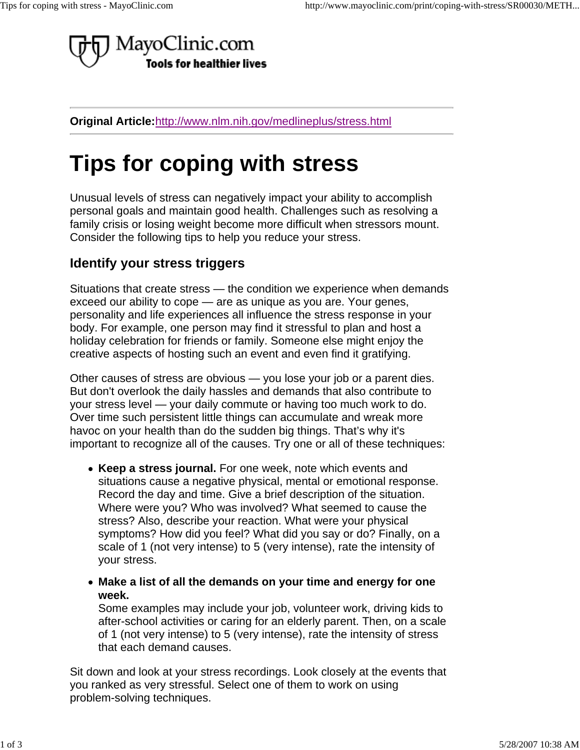MayoClinic.com
**Tools for healthier lives**

**Original Article:**[http://www.nlm.nih.gov/medlineplus/stress.html](http://www.nlm.nih.gov/medlineplus/stress.html)

# Tips for coping with stress

Unusual levels of stress can negatively impact your ability to accomplish personal goals and maintain good health. Challenges such as resolving a family crisis or losing weight become more difficult when stressors mount. Consider the following tips to help you reduce your stress.

## Identify your stress triggers

Situations that create stress — the condition we experience when demands exceed our ability to cope — are as unique as you are. Your genes, personality and life experiences all influence the stress response in your body. For example, one person may find it stressful to plan and host a holiday celebration for friends or family. Someone else might enjoy the creative aspects of hosting such an event and even find it gratifying.

Other causes of stress are obvious — you lose your job or a parent dies. But don't overlook the daily hassles and demands that also contribute to your stress level — your daily commute or having too much work to do. Over time such persistent little things can accumulate and wreak more havoc on your health than do the sudden big things. That's why it's important to recognize all of the causes. Try one or all of these techniques:

- **Keep a stress journal.** For one week, note which events and situations cause a negative physical, mental or emotional response. Record the day and time. Give a brief description of the situation. Where were you? Who was involved? What seemed to cause the stress? Also, describe your reaction. What were your physical symptoms? How did you feel? What did you say or do? Finally, on a scale of 1 (not very intense) to 5 (very intense), rate the intensity of your stress.
- **Make a list of all the demands on your time and energy for one week.**
  Some examples may include your job, volunteer work, driving kids to after-school activities or caring for an elderly parent. Then, on a scale of 1 (not very intense) to 5 (very intense), rate the intensity of stress that each demand causes.

Sit down and look at your stress recordings. Look closely at the events that you ranked as very stressful. Select one of them to work on using problem-solving techniques.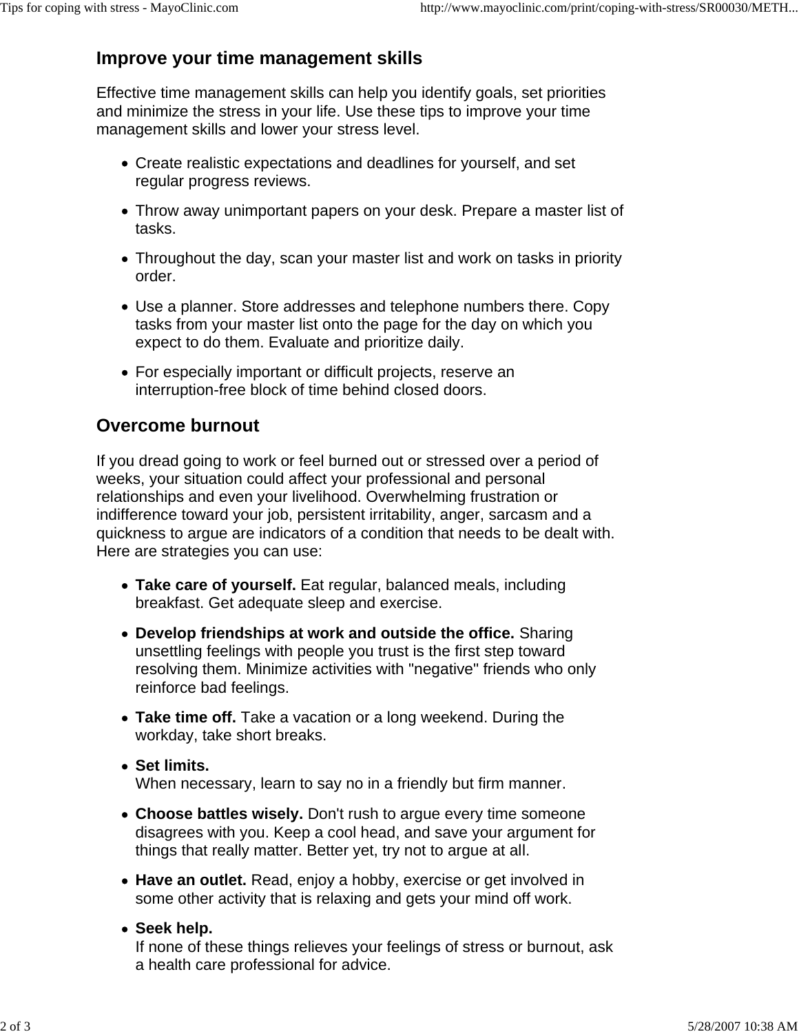## Improve your time management skills

Effective time management skills can help you identify goals, set priorities and minimize the stress in your life. Use these tips to improve your time management skills and lower your stress level.

- Create realistic expectations and deadlines for yourself, and set regular progress reviews.
- Throw away unimportant papers on your desk. Prepare a master list of tasks.
- Throughout the day, scan your master list and work on tasks in priority order.
- Use a planner. Store addresses and telephone numbers there. Copy tasks from your master list onto the page for the day on which you expect to do them. Evaluate and prioritize daily.
- For especially important or difficult projects, reserve an interruption-free block of time behind closed doors.

## Overcome burnout

If you dread going to work or feel burned out or stressed over a period of weeks, your situation could affect your professional and personal relationships and even your livelihood. Overwhelming frustration or indifference toward your job, persistent irritability, anger, sarcasm and a quickness to argue are indicators of a condition that needs to be dealt with. Here are strategies you can use:

- **Take care of yourself.** Eat regular, balanced meals, including breakfast. Get adequate sleep and exercise.
- **Develop friendships at work and outside the office.** Sharing unsettling feelings with people you trust is the first step toward resolving them. Minimize activities with "negative" friends who only reinforce bad feelings.
- **Take time off.** Take a vacation or a long weekend. During the workday, take short breaks.
- **Set limits.**
  When necessary, learn to say no in a friendly but firm manner.
- **Choose battles wisely.** Don't rush to argue every time someone disagrees with you. Keep a cool head, and save your argument for things that really matter. Better yet, try not to argue at all.
- **Have an outlet.** Read, enjoy a hobby, exercise or get involved in some other activity that is relaxing and gets your mind off work.
- **Seek help.**
  If none of these things relieves your feelings of stress or burnout, ask a health care professional for advice.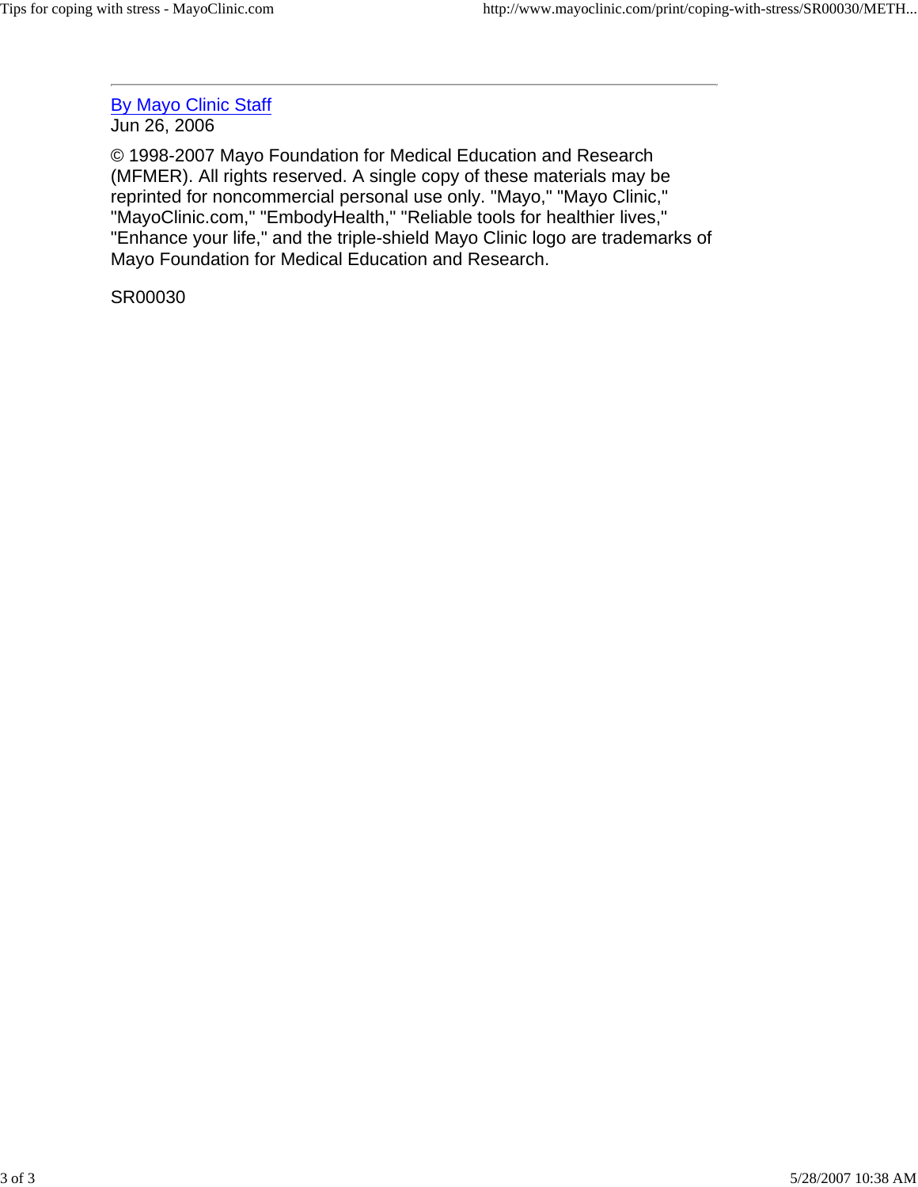---

By Mayo Clinic Staff
Jun 26, 2006

© 1998-2007 Mayo Foundation for Medical Education and Research (MFMER). All rights reserved. A single copy of these materials may be reprinted for noncommercial personal use only. "Mayo," "Mayo Clinic," "MayoClinic.com," "EmbodyHealth," "Reliable tools for healthier lives," "Enhance your life," and the triple-shield Mayo Clinic logo are trademarks of Mayo Foundation for Medical Education and Research.

SR00030